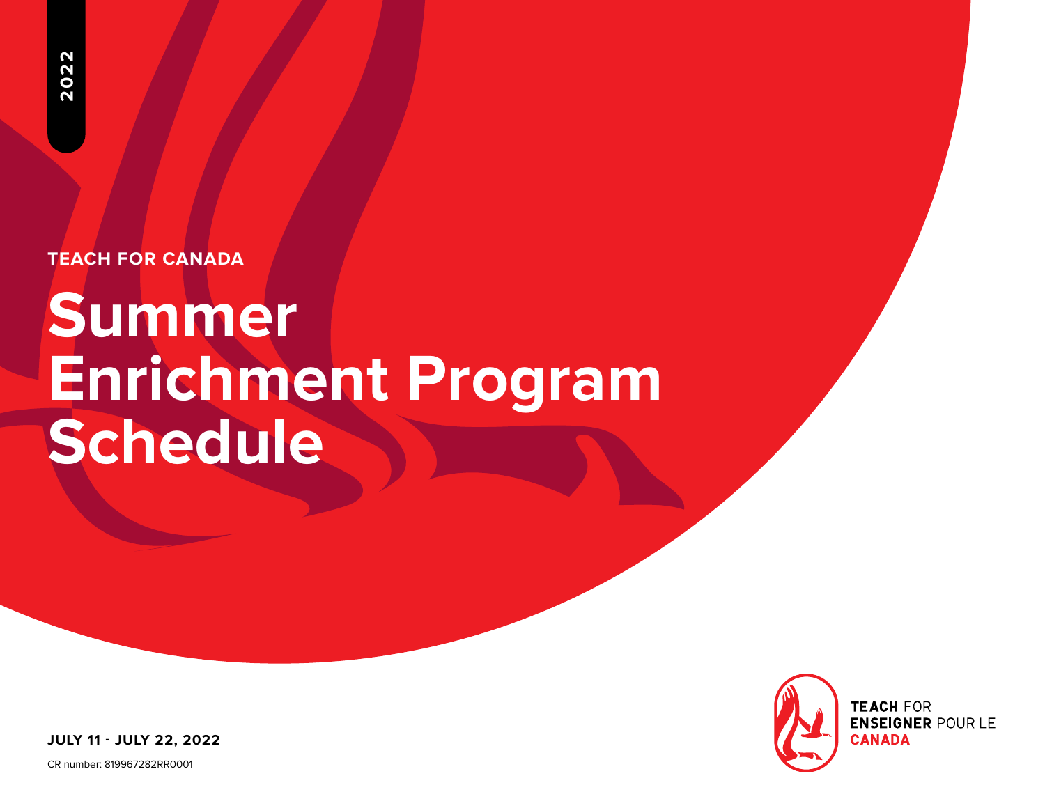2022

**TEACH FOR CANADA**

# Summer Enrichment Program Schedule

**JULY 11 - JULY 22, 2022**

CR number: 819967282RR0001

**TEACH** FOR
**ENSEIGNER** POUR LE
**CANADA**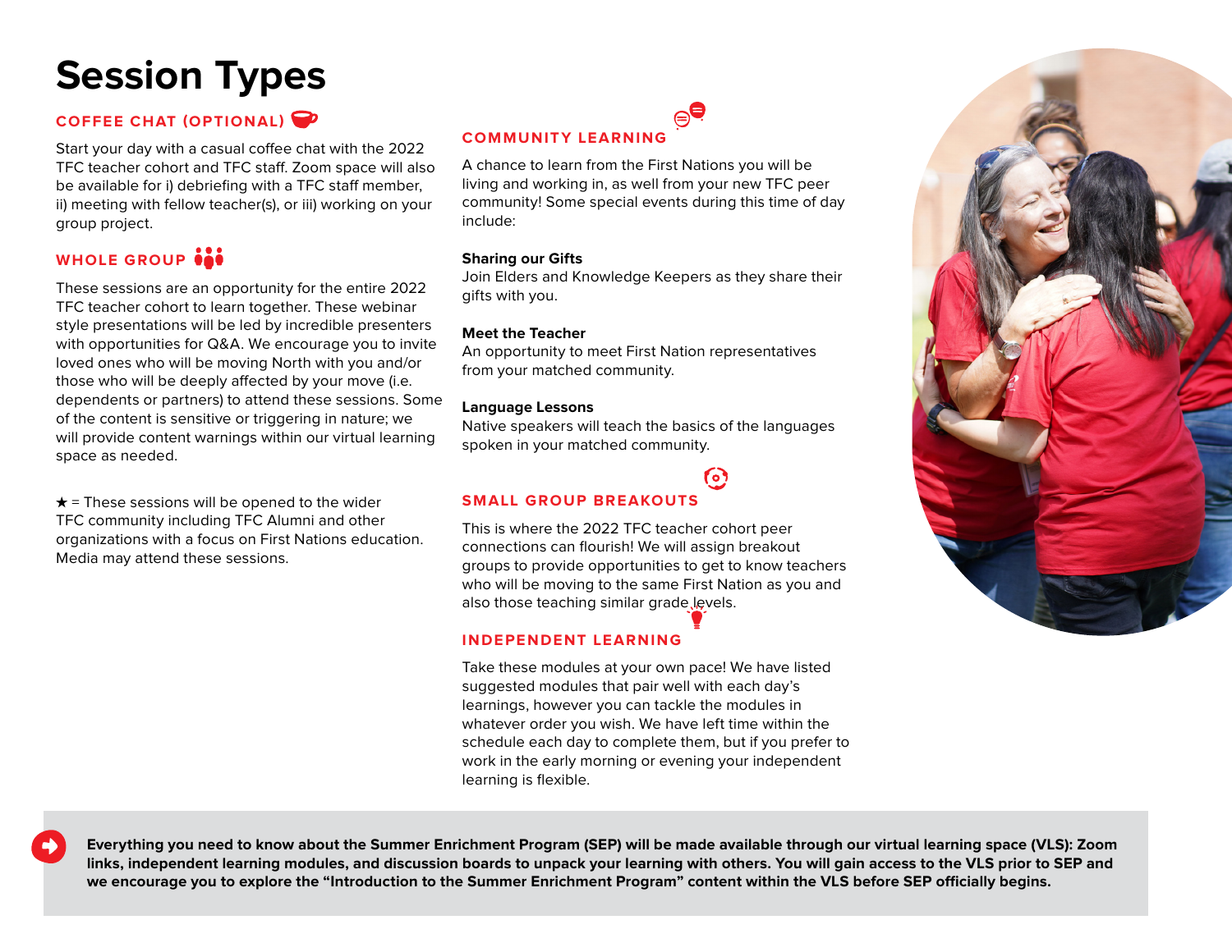# Session Types

## COFFEE CHAT (OPTIONAL)

Start your day with a casual coffee chat with the 2022 TFC teacher cohort and TFC staff. Zoom space will also be available for i) debriefing with a TFC staff member, ii) meeting with fellow teacher(s), or iii) working on your group project.

## WHOLE GROUP

These sessions are an opportunity for the entire 2022 TFC teacher cohort to learn together. These webinar style presentations will be led by incredible presenters with opportunities for Q&A. We encourage you to invite loved ones who will be moving North with you and/or those who will be deeply affected by your move (i.e. dependents or partners) to attend these sessions. Some of the content is sensitive or triggering in nature; we will provide content warnings within our virtual learning space as needed.

★ = These sessions will be opened to the wider TFC community including TFC Alumni and other organizations with a focus on First Nations education. Media may attend these sessions.

## COMMUNITY LEARNING

A chance to learn from the First Nations you will be living and working in, as well from your new TFC peer community! Some special events during this time of day include:

**Sharing our Gifts**
Join Elders and Knowledge Keepers as they share their gifts with you.

**Meet the Teacher**
An opportunity to meet First Nation representatives from your matched community.

**Language Lessons**
Native speakers will teach the basics of the languages spoken in your matched community.

## SMALL GROUP BREAKOUTS

This is where the 2022 TFC teacher cohort peer connections can flourish! We will assign breakout groups to provide opportunities to get to know teachers who will be moving to the same First Nation as you and also those teaching similar grade levels.

## INDEPENDENT LEARNING

Take these modules at your own pace! We have listed suggested modules that pair well with each day's learnings, however you can tackle the modules in whatever order you wish. We have left time within the schedule each day to complete them, but if you prefer to work in the early morning or evening your independent learning is flexible.

**Everything you need to know about the Summer Enrichment Program (SEP) will be made available through our virtual learning space (VLS): Zoom links, independent learning modules, and discussion boards to unpack your learning with others. You will gain access to the VLS prior to SEP and we encourage you to explore the "Introduction to the Summer Enrichment Program" content within the VLS before SEP officially begins.**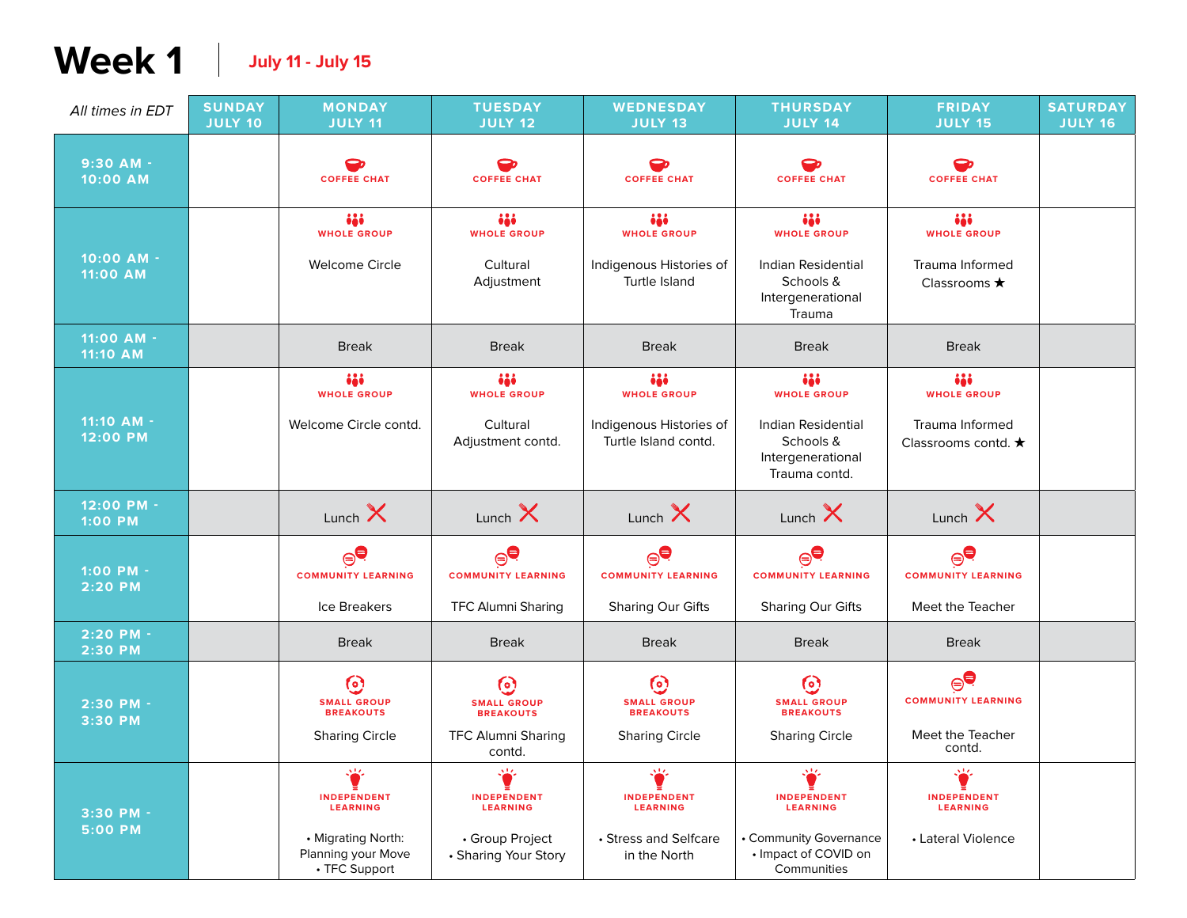# Week 1

July 11 - July 15

| *All times in EDT* | SUNDAY JULY 10 | MONDAY JULY 11 | TUESDAY JULY 12 | WEDNESDAY JULY 13 | THURSDAY JULY 14 | FRIDAY JULY 15 | SATURDAY JULY 16 |
|---|---|---|---|---|---|---|---|
| 9:30 AM - 10:00 AM | | COFFEE CHAT | COFFEE CHAT | COFFEE CHAT | COFFEE CHAT | COFFEE CHAT | |
| 10:00 AM - 11:00 AM | | WHOLE GROUP<br>Welcome Circle | WHOLE GROUP<br>Cultural Adjustment | WHOLE GROUP<br>Indigenous Histories of Turtle Island | WHOLE GROUP<br>Indian Residential Schools & Intergenerational Trauma | WHOLE GROUP<br>Trauma Informed Classrooms ★ | |
| 11:00 AM - 11:10 AM | | Break | Break | Break | Break | Break | |
| 11:10 AM - 12:00 PM | | WHOLE GROUP<br>Welcome Circle contd. | WHOLE GROUP<br>Cultural Adjustment contd. | WHOLE GROUP<br>Indigenous Histories of Turtle Island contd. | WHOLE GROUP<br>Indian Residential Schools & Intergenerational Trauma contd. | WHOLE GROUP<br>Trauma Informed Classrooms contd. ★ | |
| 12:00 PM - 1:00 PM | | Lunch | Lunch | Lunch | Lunch | Lunch | |
| 1:00 PM - 2:20 PM | | COMMUNITY LEARNING<br>Ice Breakers | COMMUNITY LEARNING<br>TFC Alumni Sharing | COMMUNITY LEARNING<br>Sharing Our Gifts | COMMUNITY LEARNING<br>Sharing Our Gifts | COMMUNITY LEARNING<br>Meet the Teacher | |
| 2:20 PM - 2:30 PM | | Break | Break | Break | Break | Break | |
| 2:30 PM - 3:30 PM | | SMALL GROUP BREAKOUTS<br>Sharing Circle | SMALL GROUP BREAKOUTS<br>TFC Alumni Sharing contd. | SMALL GROUP BREAKOUTS<br>Sharing Circle | SMALL GROUP BREAKOUTS<br>Sharing Circle | COMMUNITY LEARNING<br>Meet the Teacher contd. | |
| 3:30 PM - 5:00 PM | | INDEPENDENT LEARNING<br>• Migrating North: Planning your Move<br>• TFC Support | INDEPENDENT LEARNING<br>• Group Project<br>• Sharing Your Story | INDEPENDENT LEARNING<br>• Stress and Selfcare in the North | INDEPENDENT LEARNING<br>• Community Governance<br>• Impact of COVID on Communities | INDEPENDENT LEARNING<br>• Lateral Violence | |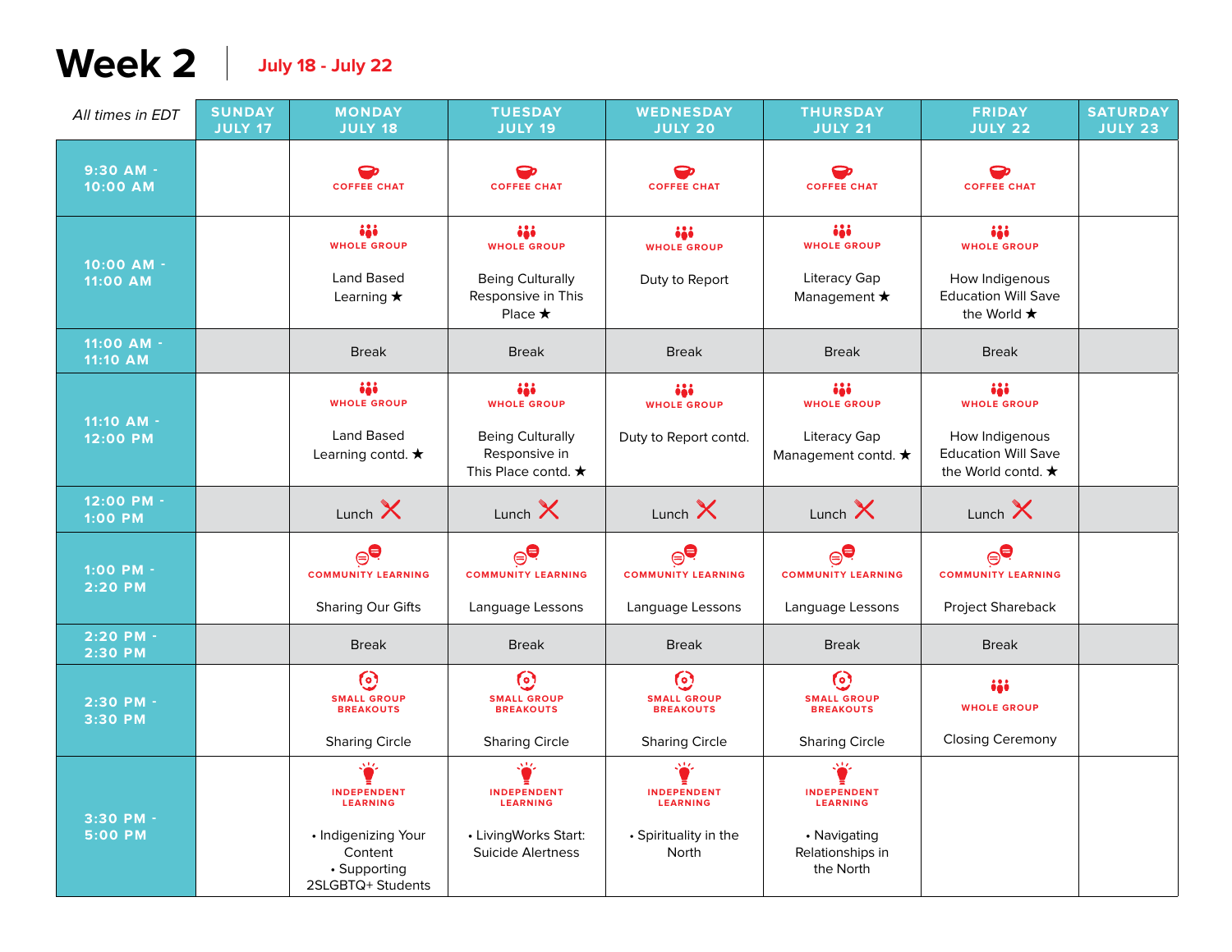# Week 2

**July 18 - July 22**

| *All times in EDT* | SUNDAY JULY 17 | MONDAY JULY 18 | TUESDAY JULY 19 | WEDNESDAY JULY 20 | THURSDAY JULY 21 | FRIDAY JULY 22 | SATURDAY JULY 23 |
|---|---|---|---|---|---|---|---|
| 9:30 AM - 10:00 AM | | COFFEE CHAT | COFFEE CHAT | COFFEE CHAT | COFFEE CHAT | COFFEE CHAT | |
| 10:00 AM - 11:00 AM | | WHOLE GROUP<br>Land Based Learning ★ | WHOLE GROUP<br>Being Culturally Responsive in This Place ★ | WHOLE GROUP<br>Duty to Report | WHOLE GROUP<br>Literacy Gap Management ★ | WHOLE GROUP<br>How Indigenous Education Will Save the World ★ | |
| 11:00 AM - 11:10 AM | | Break | Break | Break | Break | Break | |
| 11:10 AM - 12:00 PM | | WHOLE GROUP<br>Land Based Learning contd. ★ | WHOLE GROUP<br>Being Culturally Responsive in This Place contd. ★ | WHOLE GROUP<br>Duty to Report contd. | WHOLE GROUP<br>Literacy Gap Management contd. ★ | WHOLE GROUP<br>How Indigenous Education Will Save the World contd. ★ | |
| 12:00 PM - 1:00 PM | | Lunch | Lunch | Lunch | Lunch | Lunch | |
| 1:00 PM - 2:20 PM | | COMMUNITY LEARNING<br>Sharing Our Gifts | COMMUNITY LEARNING<br>Language Lessons | COMMUNITY LEARNING<br>Language Lessons | COMMUNITY LEARNING<br>Language Lessons | COMMUNITY LEARNING<br>Project Shareback | |
| 2:20 PM - 2:30 PM | | Break | Break | Break | Break | Break | |
| 2:30 PM - 3:30 PM | | SMALL GROUP BREAKOUTS<br>Sharing Circle | SMALL GROUP BREAKOUTS<br>Sharing Circle | SMALL GROUP BREAKOUTS<br>Sharing Circle | SMALL GROUP BREAKOUTS<br>Sharing Circle | WHOLE GROUP<br>Closing Ceremony | |
| 3:30 PM - 5:00 PM | | INDEPENDENT LEARNING<br>• Indigenizing Your Content<br>• Supporting 2SLGBTQ+ Students | INDEPENDENT LEARNING<br>• LivingWorks Start: Suicide Alertness | INDEPENDENT LEARNING<br>• Spirituality in the North | INDEPENDENT LEARNING<br>• Navigating Relationships in the North | | |